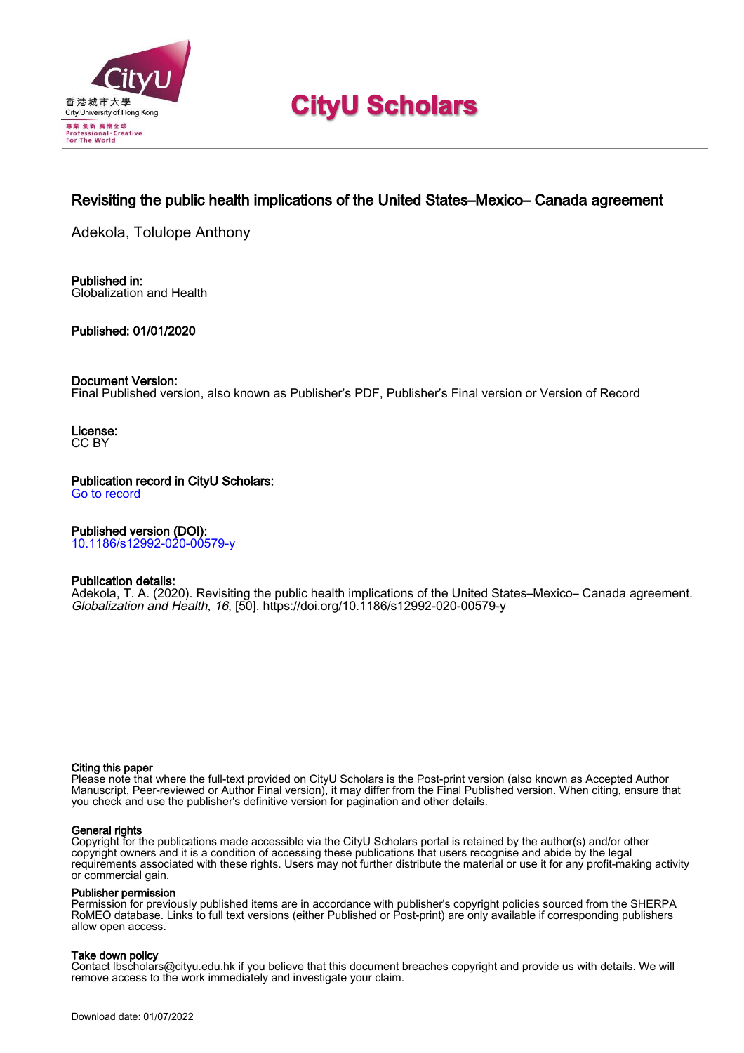# CityU Scholars

## Revisiting the public health implications of the United States–Mexico– Canada agreement

Adekola, Tolulope Anthony

**Published in:**
Globalization and Health

**Published: 01/01/2020**

**Document Version:**
Final Published version, also known as Publisher's PDF, Publisher's Final version or Version of Record

**License:**
CC BY

**Publication record in CityU Scholars:**
Go to record

**Published version (DOI):**
10.1186/s12992-020-00579-y

**Publication details:**
Adekola, T. A. (2020). Revisiting the public health implications of the United States–Mexico– Canada agreement. *Globalization and Health*, *16*, [50]. https://doi.org/10.1186/s12992-020-00579-y

**Citing this paper**
Please note that where the full-text provided on CityU Scholars is the Post-print version (also known as Accepted Author Manuscript, Peer-reviewed or Author Final version), it may differ from the Final Published version. When citing, ensure that you check and use the publisher's definitive version for pagination and other details.

**General rights**
Copyright for the publications made accessible via the CityU Scholars portal is retained by the author(s) and/or other copyright owners and it is a condition of accessing these publications that users recognise and abide by the legal requirements associated with these rights. Users may not further distribute the material or use it for any profit-making activity or commercial gain.

**Publisher permission**
Permission for previously published items are in accordance with publisher's copyright policies sourced from the SHERPA RoMEO database. Links to full text versions (either Published or Post-print) are only available if corresponding publishers allow open access.

**Take down policy**
Contact lbscholars@cityu.edu.hk if you believe that this document breaches copyright and provide us with details. We will remove access to the work immediately and investigate your claim.

Download date: 01/07/2022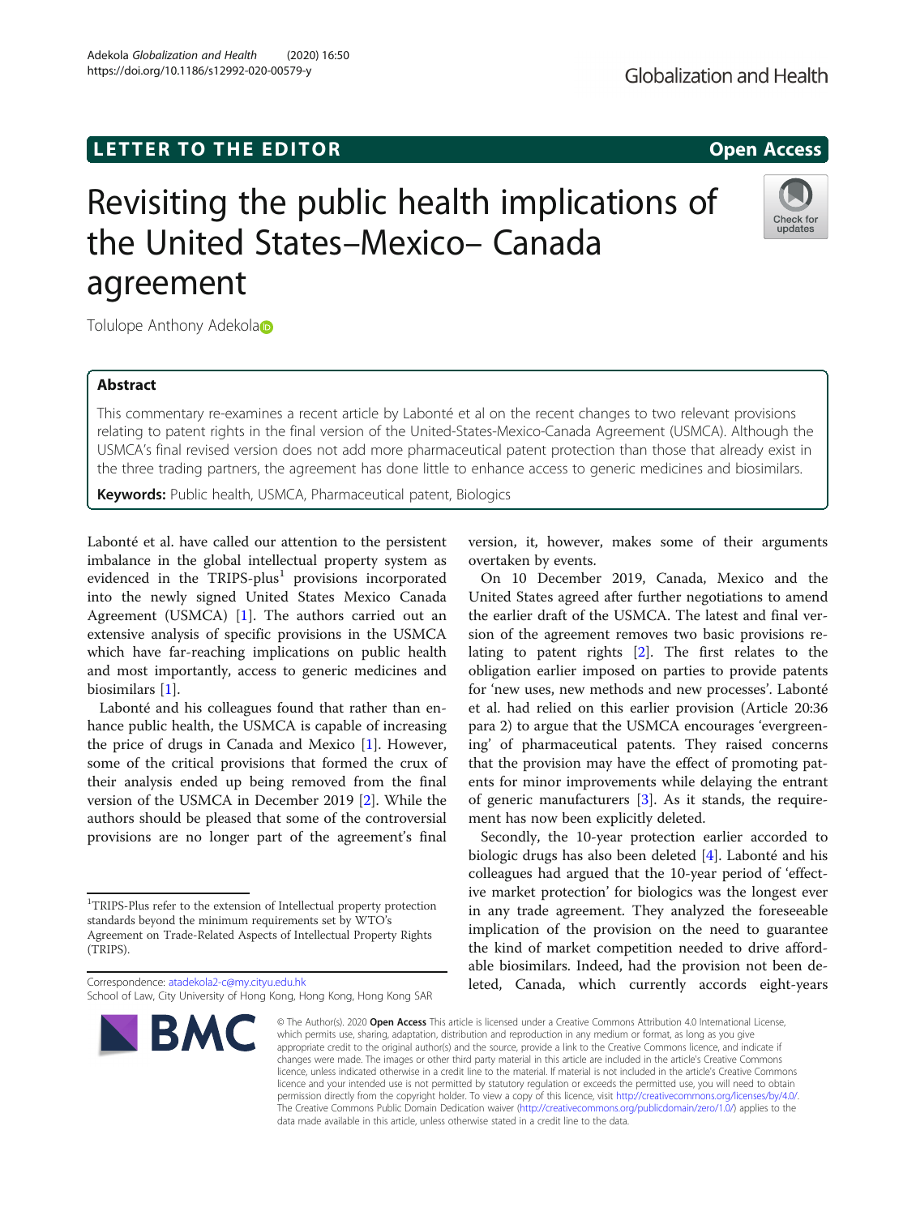LETTER TO THE EDITOR

Open Access

# Revisiting the public health implications of the United States–Mexico– Canada agreement

Tolulope Anthony Adekola

## Abstract

This commentary re-examines a recent article by Labonté et al on the recent changes to two relevant provisions relating to patent rights in the final version of the United-States-Mexico-Canada Agreement (USMCA). Although the USMCA's final revised version does not add more pharmaceutical patent protection than those that already exist in the three trading partners, the agreement has done little to enhance access to generic medicines and biosimilars.

**Keywords:** Public health, USMCA, Pharmaceutical patent, Biologics

Labonté et al. have called our attention to the persistent imbalance in the global intellectual property system as evidenced in the TRIPS-plus[1] provisions incorporated into the newly signed United States Mexico Canada Agreement (USMCA) [1]. The authors carried out an extensive analysis of specific provisions in the USMCA which have far-reaching implications on public health and most importantly, access to generic medicines and biosimilars [1].

Labonté and his colleagues found that rather than enhance public health, the USMCA is capable of increasing the price of drugs in Canada and Mexico [1]. However, some of the critical provisions that formed the crux of their analysis ended up being removed from the final version of the USMCA in December 2019 [2]. While the authors should be pleased that some of the controversial provisions are no longer part of the agreement's final version, it, however, makes some of their arguments overtaken by events.

On 10 December 2019, Canada, Mexico and the United States agreed after further negotiations to amend the earlier draft of the USMCA. The latest and final version of the agreement removes two basic provisions relating to patent rights [2]. The first relates to the obligation earlier imposed on parties to provide patents for 'new uses, new methods and new processes'. Labonté et al. had relied on this earlier provision (Article 20:36 para 2) to argue that the USMCA encourages 'evergreening' of pharmaceutical patents. They raised concerns that the provision may have the effect of promoting patents for minor improvements while delaying the entrant of generic manufacturers [3]. As it stands, the requirement has now been explicitly deleted.

Secondly, the 10-year protection earlier accorded to biologic drugs has also been deleted [4]. Labonté and his colleagues had argued that the 10-year period of 'effective market protection' for biologics was the longest ever in any trade agreement. They analyzed the foreseeable implication of the provision on the need to guarantee the kind of market competition needed to drive affordable biosimilars. Indeed, had the provision not been deleted, Canada, which currently accords eight-years

[1]TRIPS-Plus refer to the extension of Intellectual property protection standards beyond the minimum requirements set by WTO's Agreement on Trade-Related Aspects of Intellectual Property Rights (TRIPS).

Correspondence: atadekola2-c@my.cityu.edu.hk
School of Law, City University of Hong Kong, Hong Kong, Hong Kong SAR

© The Author(s). 2020 **Open Access** This article is licensed under a Creative Commons Attribution 4.0 International License, which permits use, sharing, adaptation, distribution and reproduction in any medium or format, as long as you give appropriate credit to the original author(s) and the source, provide a link to the Creative Commons licence, and indicate if changes were made. The images or other third party material in this article are included in the article's Creative Commons licence, unless indicated otherwise in a credit line to the material. If material is not included in the article's Creative Commons licence and your intended use is not permitted by statutory regulation or exceeds the permitted use, you will need to obtain permission directly from the copyright holder. To view a copy of this licence, visit http://creativecommons.org/licenses/by/4.0/. The Creative Commons Public Domain Dedication waiver (http://creativecommons.org/publicdomain/zero/1.0/) applies to the data made available in this article, unless otherwise stated in a credit line to the data.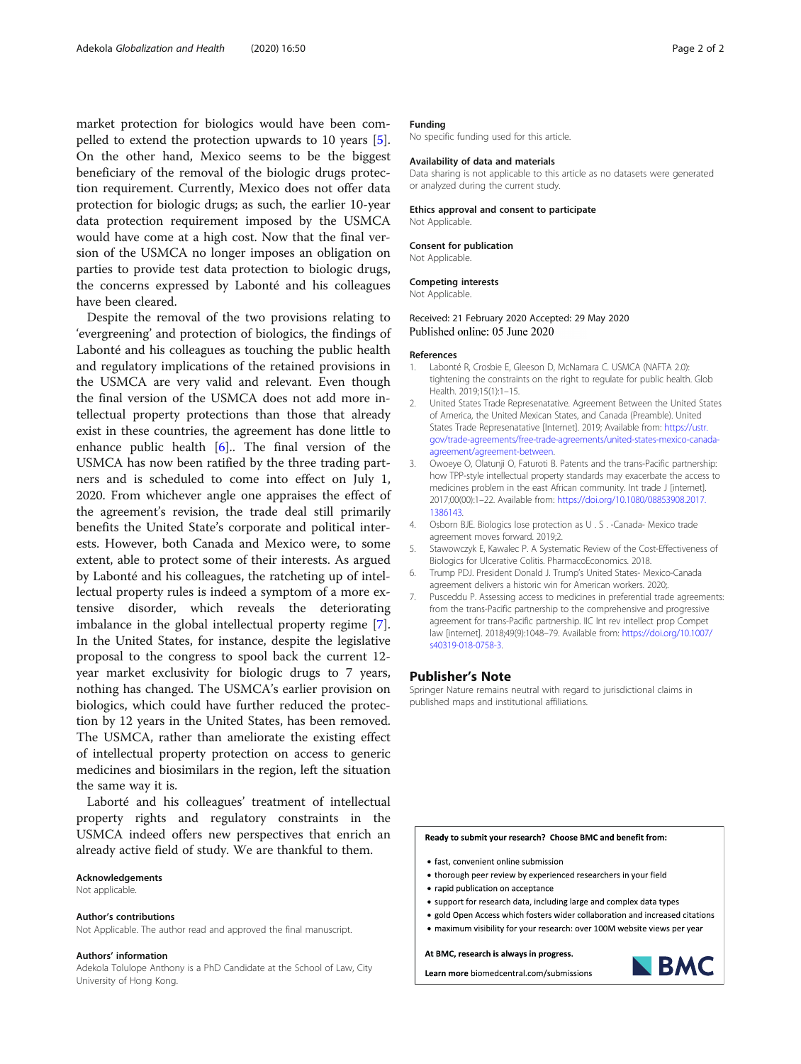market protection for biologics would have been compelled to extend the protection upwards to 10 years [5]. On the other hand, Mexico seems to be the biggest beneficiary of the removal of the biologic drugs protection requirement. Currently, Mexico does not offer data protection for biologic drugs; as such, the earlier 10-year data protection requirement imposed by the USMCA would have come at a high cost. Now that the final version of the USMCA no longer imposes an obligation on parties to provide test data protection to biologic drugs, the concerns expressed by Labonté and his colleagues have been cleared.

Despite the removal of the two provisions relating to 'evergreening' and protection of biologics, the findings of Labonté and his colleagues as touching the public health and regulatory implications of the retained provisions in the USMCA are very valid and relevant. Even though the final version of the USMCA does not add more intellectual property protections than those that already exist in these countries, the agreement has done little to enhance public health [6].. The final version of the USMCA has now been ratified by the three trading partners and is scheduled to come into effect on July 1, 2020. From whichever angle one appraises the effect of the agreement's revision, the trade deal still primarily benefits the United State's corporate and political interests. However, both Canada and Mexico were, to some extent, able to protect some of their interests. As argued by Labonté and his colleagues, the ratcheting up of intellectual property rules is indeed a symptom of a more extensive disorder, which reveals the deteriorating imbalance in the global intellectual property regime [7]. In the United States, for instance, despite the legislative proposal to the congress to spool back the current 12-year market exclusivity for biologic drugs to 7 years, nothing has changed. The USMCA's earlier provision on biologics, which could have further reduced the protection by 12 years in the United States, has been removed. The USMCA, rather than ameliorate the existing effect of intellectual property protection on access to generic medicines and biosimilars in the region, left the situation the same way it is.

Laborté and his colleagues' treatment of intellectual property rights and regulatory constraints in the USMCA indeed offers new perspectives that enrich an already active field of study. We are thankful to them.

### Acknowledgements
Not applicable.

### Author's contributions
Not Applicable. The author read and approved the final manuscript.

### Authors' information
Adekola Tolulope Anthony is a PhD Candidate at the School of Law, City University of Hong Kong.

### Funding
No specific funding used for this article.

### Availability of data and materials
Data sharing is not applicable to this article as no datasets were generated or analyzed during the current study.

### Ethics approval and consent to participate
Not Applicable.

### Consent for publication
Not Applicable.

### Competing interests
Not Applicable.

Received: 21 February 2020 Accepted: 29 May 2020
Published online: 05 June 2020

### References

1. Labonté R, Crosbie E, Gleeson D, McNamara C. USMCA (NAFTA 2.0): tightening the constraints on the right to regulate for public health. Glob Health. 2019;15(1):1–15.
2. United States Trade Represenatative. Agreement Between the United States of America, the United Mexican States, and Canada (Preamble). United States Trade Represenatative [Internet]. 2019; Available from: https://ustr.gov/trade-agreements/free-trade-agreements/united-states-mexico-canada-agreement/agreement-between.
3. Owoeye O, Olatunji O, Faturoti B. Patents and the trans-Pacific partnership: how TPP-style intellectual property standards may exacerbate the access to medicines problem in the east African community. Int trade J [internet]. 2017;00(00):1–22. Available from: https://doi.org/10.1080/08853908.2017.1386143.
4. Osborn BJE. Biologics lose protection as U . S . -Canada- Mexico trade agreement moves forward. 2019;2.
5. Stawowczyk E, Kawalec P. A Systematic Review of the Cost-Effectiveness of Biologics for Ulcerative Colitis. PharmacoEconomics. 2018.
6. Trump PDJ. President Donald J. Trump's United States- Mexico-Canada agreement delivers a historic win for American workers. 2020;.
7. Pusceddu P. Assessing access to medicines in preferential trade agreements: from the trans-Pacific partnership to the comprehensive and progressive agreement for trans-Pacific partnership. IIC Int rev intellect prop Compet law [internet]. 2018;49(9):1048–79. Available from: https://doi.org/10.1007/s40319-018-0758-3.

## Publisher's Note

Springer Nature remains neutral with regard to jurisdictional claims in published maps and institutional affiliations.